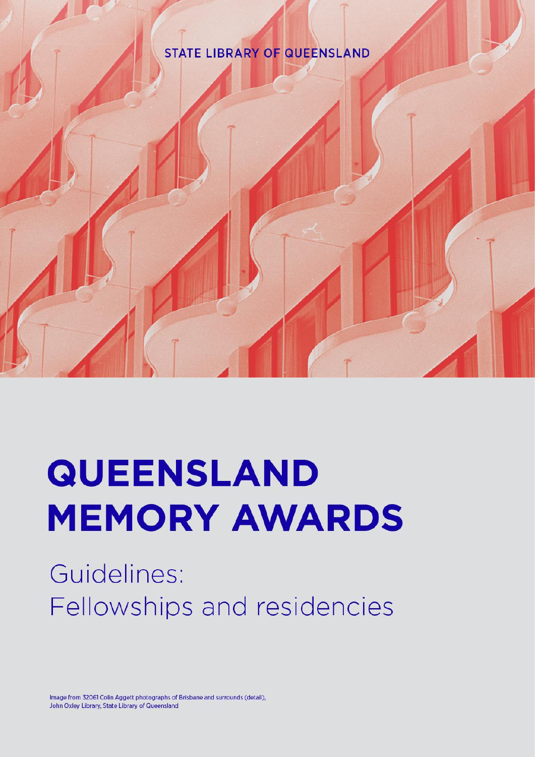STATE LIBRARY OF QUEENSLAND

# QUEENSLAND MEMORY AWARDS

## Guidelines: Fellowships and residencies

Image from 32061 Colin Aggett photographs of Brisbane and surrounds (detail), John Oxley Library, State Library of Queensland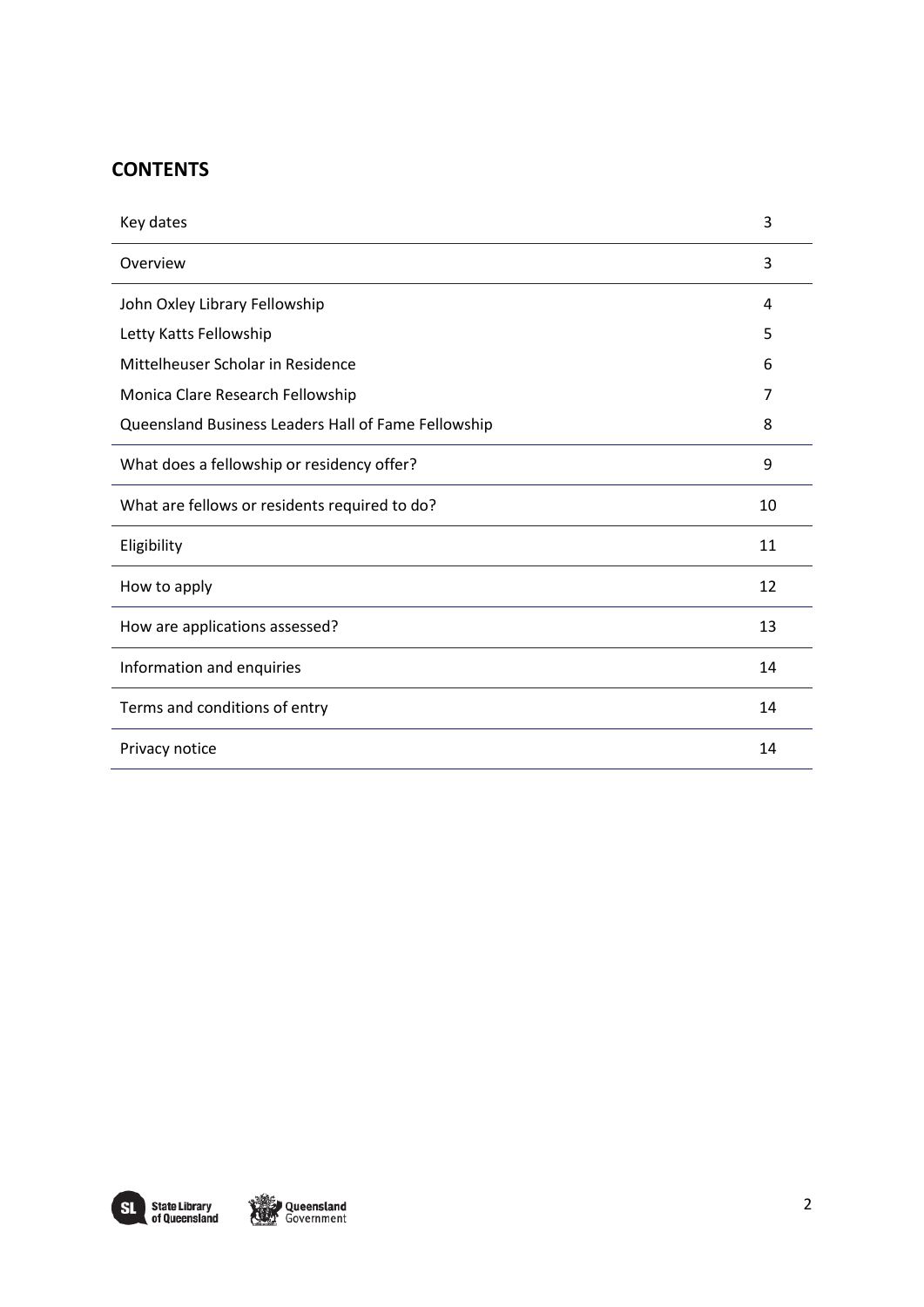## CONTENTS

| | |
|---|---|
| Key dates | 3 |
| Overview | 3 |
| John Oxley Library Fellowship | 4 |
| Letty Katts Fellowship | 5 |
| Mittelheuser Scholar in Residence | 6 |
| Monica Clare Research Fellowship | 7 |
| Queensland Business Leaders Hall of Fame Fellowship | 8 |
| What does a fellowship or residency offer? | 9 |
| What are fellows or residents required to do? | 10 |
| Eligibility | 11 |
| How to apply | 12 |
| How are applications assessed? | 13 |
| Information and enquiries | 14 |
| Terms and conditions of entry | 14 |
| Privacy notice | 14 |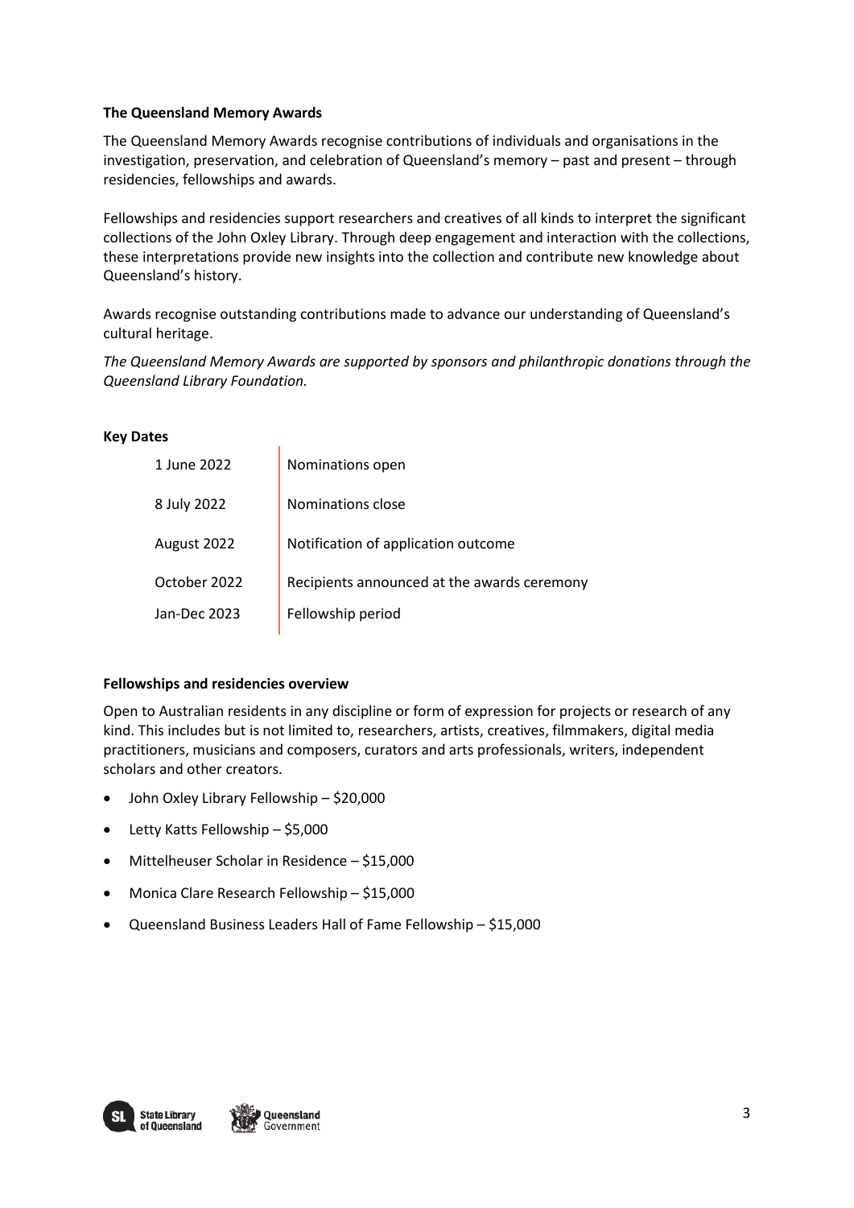## The Queensland Memory Awards

The Queensland Memory Awards recognise contributions of individuals and organisations in the investigation, preservation, and celebration of Queensland's memory – past and present – through residencies, fellowships and awards.

Fellowships and residencies support researchers and creatives of all kinds to interpret the significant collections of the John Oxley Library. Through deep engagement and interaction with the collections, these interpretations provide new insights into the collection and contribute new knowledge about Queensland's history.

Awards recognise outstanding contributions made to advance our understanding of Queensland's cultural heritage.

*The Queensland Memory Awards are supported by sponsors and philanthropic donations through the Queensland Library Foundation.*

## Key Dates

| | |
|---|---|
| 1 June 2022 | Nominations open |
| 8 July 2022 | Nominations close |
| August 2022 | Notification of application outcome |
| October 2022 | Recipients announced at the awards ceremony |
| Jan-Dec 2023 | Fellowship period |

## Fellowships and residencies overview

Open to Australian residents in any discipline or form of expression for projects or research of any kind. This includes but is not limited to, researchers, artists, creatives, filmmakers, digital media practitioners, musicians and composers, curators and arts professionals, writers, independent scholars and other creators.

- John Oxley Library Fellowship – $20,000
- Letty Katts Fellowship – $5,000
- Mittelheuser Scholar in Residence – $15,000
- Monica Clare Research Fellowship – $15,000
- Queensland Business Leaders Hall of Fame Fellowship – $15,000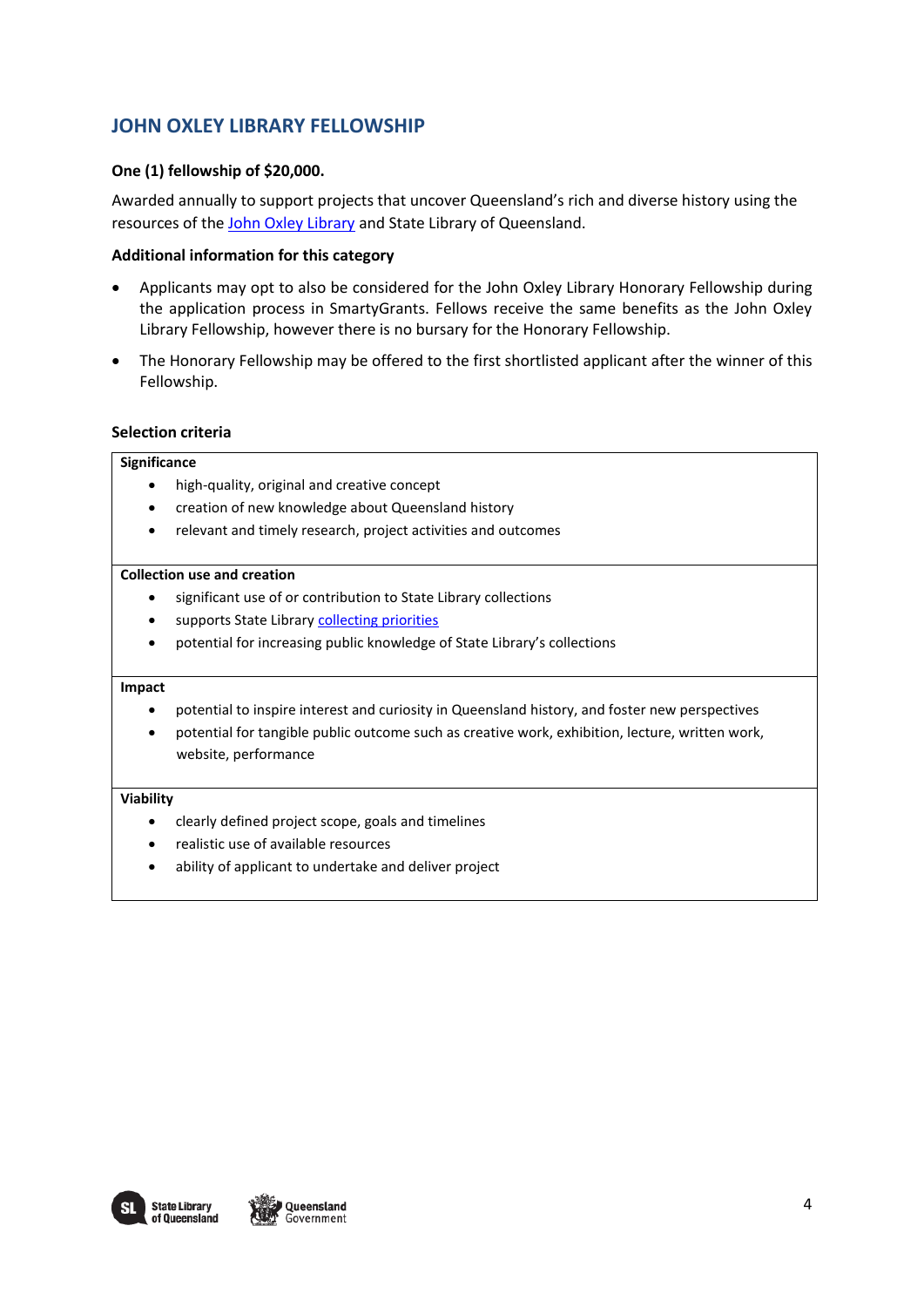## JOHN OXLEY LIBRARY FELLOWSHIP

**One (1) fellowship of $20,000.**

Awarded annually to support projects that uncover Queensland's rich and diverse history using the resources of the John Oxley Library and State Library of Queensland.

**Additional information for this category**

- Applicants may opt to also be considered for the John Oxley Library Honorary Fellowship during the application process in SmartyGrants. Fellows receive the same benefits as the John Oxley Library Fellowship, however there is no bursary for the Honorary Fellowship.
- The Honorary Fellowship may be offered to the first shortlisted applicant after the winner of this Fellowship.

**Selection criteria**

**Significance**

- high-quality, original and creative concept
- creation of new knowledge about Queensland history
- relevant and timely research, project activities and outcomes

**Collection use and creation**

- significant use of or contribution to State Library collections
- supports State Library collecting priorities
- potential for increasing public knowledge of State Library's collections

**Impact**

- potential to inspire interest and curiosity in Queensland history, and foster new perspectives
- potential for tangible public outcome such as creative work, exhibition, lecture, written work, website, performance

**Viability**

- clearly defined project scope, goals and timelines
- realistic use of available resources
- ability of applicant to undertake and deliver project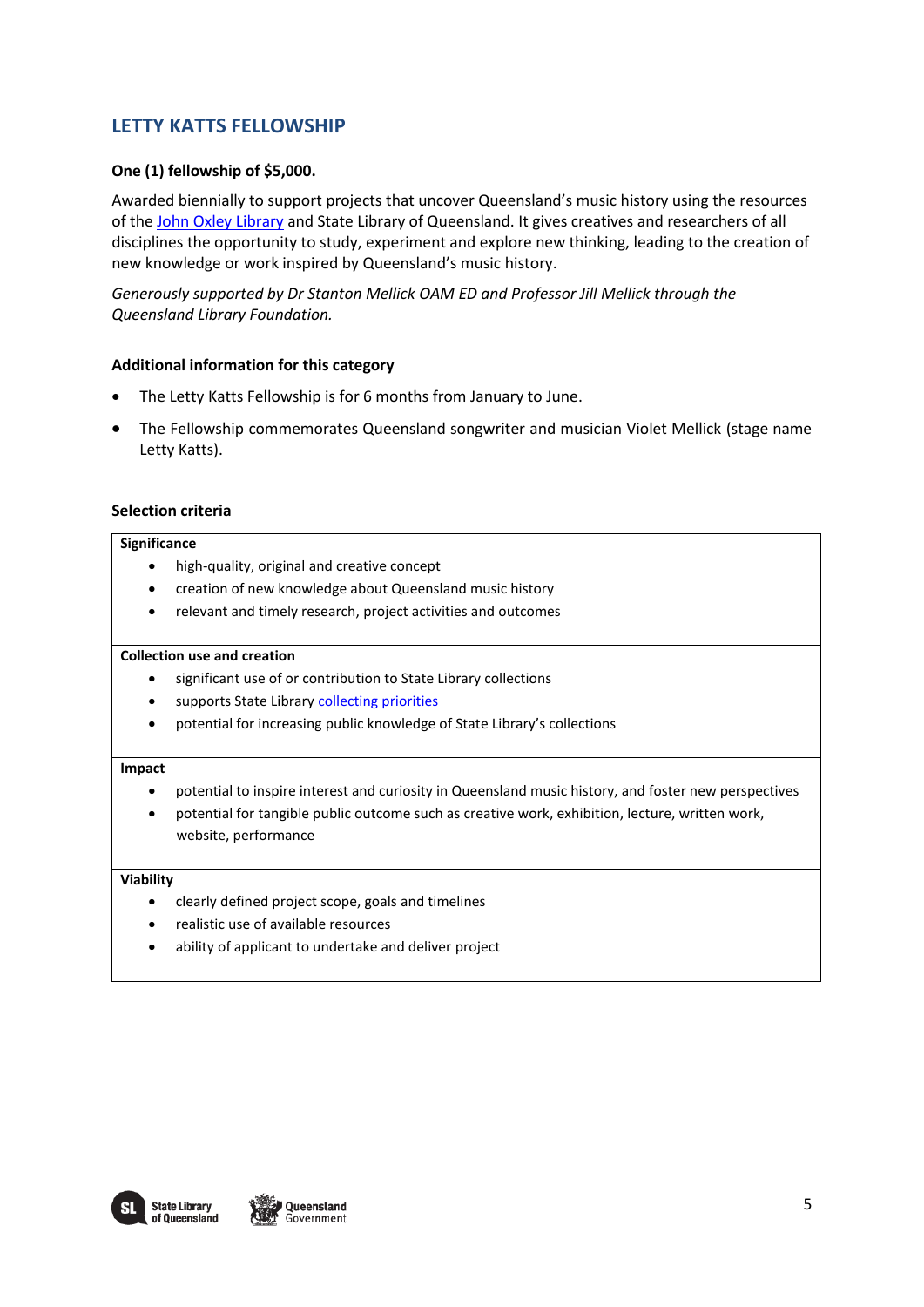## LETTY KATTS FELLOWSHIP

**One (1) fellowship of $5,000.**

Awarded biennially to support projects that uncover Queensland's music history using the resources of the John Oxley Library and State Library of Queensland. It gives creatives and researchers of all disciplines the opportunity to study, experiment and explore new thinking, leading to the creation of new knowledge or work inspired by Queensland's music history.

*Generously supported by Dr Stanton Mellick OAM ED and Professor Jill Mellick through the Queensland Library Foundation.*

### Additional information for this category

- The Letty Katts Fellowship is for 6 months from January to June.
- The Fellowship commemorates Queensland songwriter and musician Violet Mellick (stage name Letty Katts).

### Selection criteria

**Significance**

- high-quality, original and creative concept
- creation of new knowledge about Queensland music history
- relevant and timely research, project activities and outcomes

**Collection use and creation**

- significant use of or contribution to State Library collections
- supports State Library collecting priorities
- potential for increasing public knowledge of State Library's collections

**Impact**

- potential to inspire interest and curiosity in Queensland music history, and foster new perspectives
- potential for tangible public outcome such as creative work, exhibition, lecture, written work, website, performance

**Viability**

- clearly defined project scope, goals and timelines
- realistic use of available resources
- ability of applicant to undertake and deliver project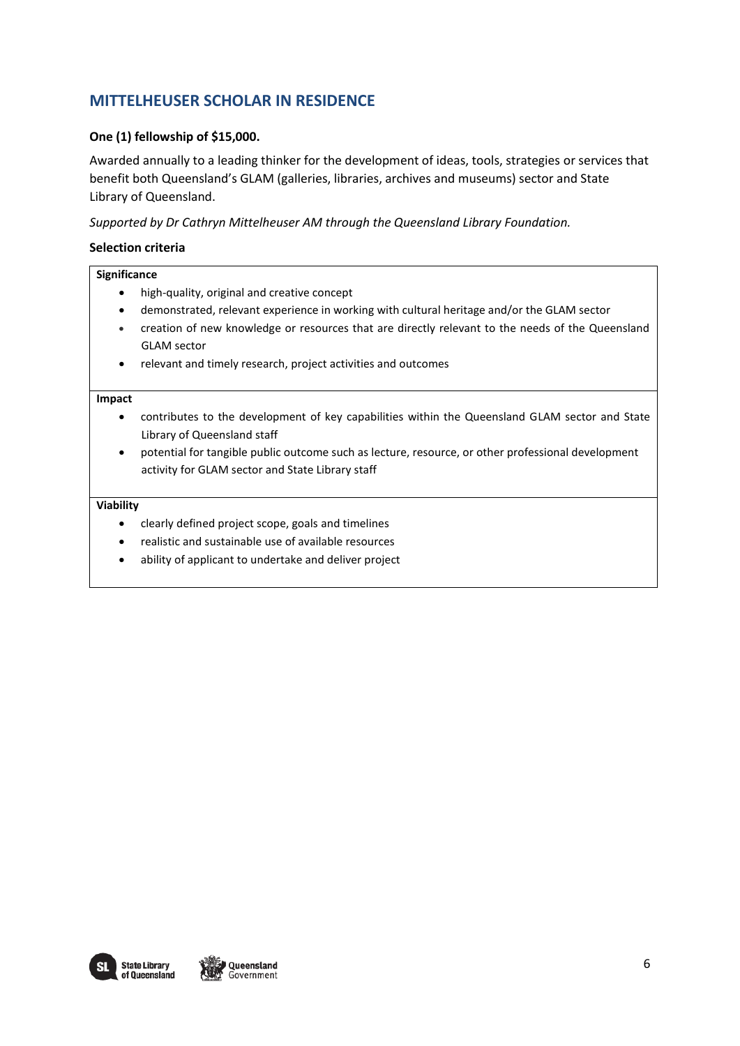## MITTELHEUSER SCHOLAR IN RESIDENCE

**One (1) fellowship of $15,000.**

Awarded annually to a leading thinker for the development of ideas, tools, strategies or services that benefit both Queensland's GLAM (galleries, libraries, archives and museums) sector and State Library of Queensland.

*Supported by Dr Cathryn Mittelheuser AM through the Queensland Library Foundation.*

**Selection criteria**

**Significance**

- high-quality, original and creative concept
- demonstrated, relevant experience in working with cultural heritage and/or the GLAM sector
- creation of new knowledge or resources that are directly relevant to the needs of the Queensland GLAM sector
- relevant and timely research, project activities and outcomes

**Impact**

- contributes to the development of key capabilities within the Queensland GLAM sector and State Library of Queensland staff
- potential for tangible public outcome such as lecture, resource, or other professional development activity for GLAM sector and State Library staff

**Viability**

- clearly defined project scope, goals and timelines
- realistic and sustainable use of available resources
- ability of applicant to undertake and deliver project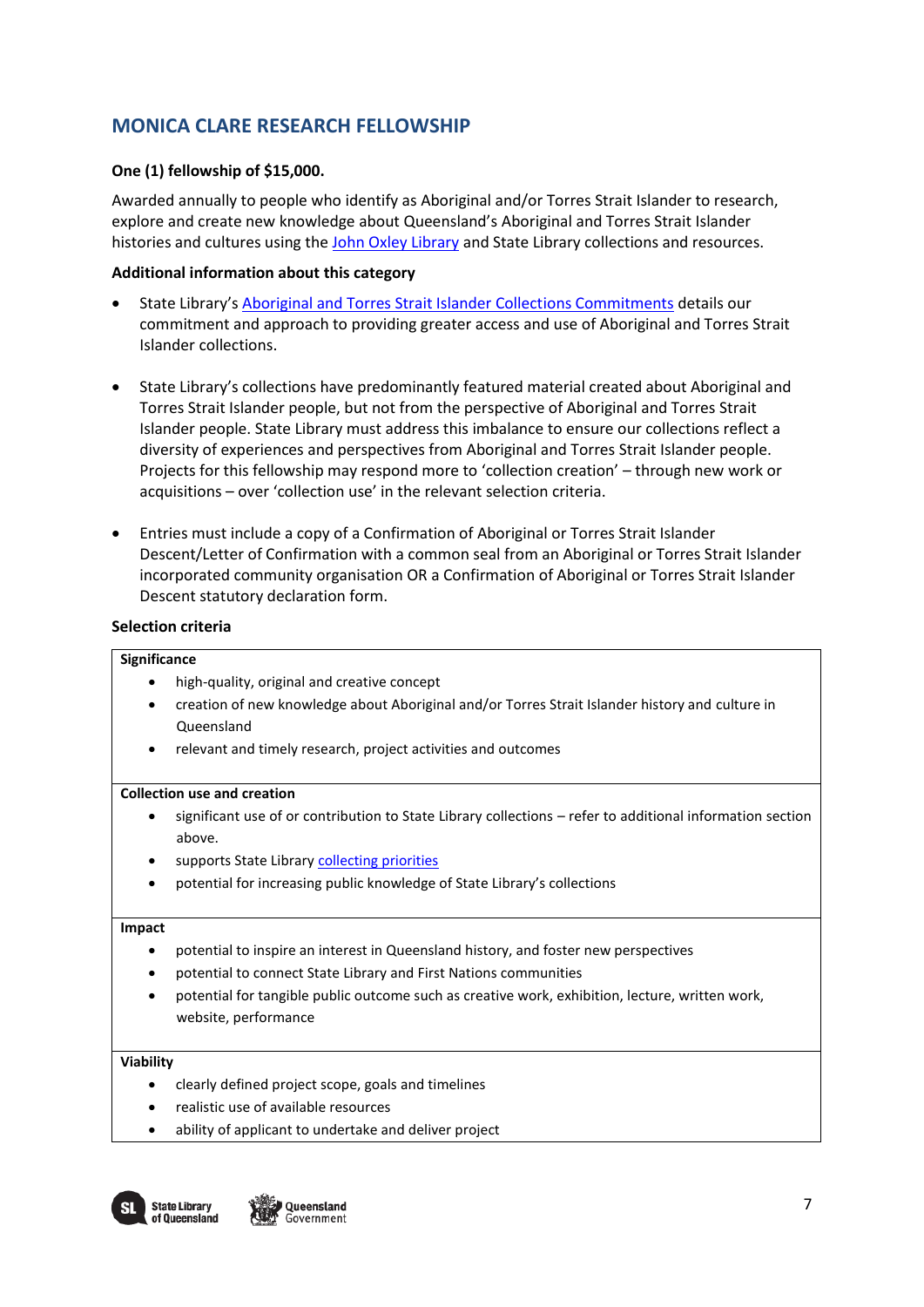## MONICA CLARE RESEARCH FELLOWSHIP

**One (1) fellowship of $15,000.**

Awarded annually to people who identify as Aboriginal and/or Torres Strait Islander to research, explore and create new knowledge about Queensland's Aboriginal and Torres Strait Islander histories and cultures using the John Oxley Library and State Library collections and resources.

**Additional information about this category**

- State Library's Aboriginal and Torres Strait Islander Collections Commitments details our commitment and approach to providing greater access and use of Aboriginal and Torres Strait Islander collections.

- State Library's collections have predominantly featured material created about Aboriginal and Torres Strait Islander people, but not from the perspective of Aboriginal and Torres Strait Islander people. State Library must address this imbalance to ensure our collections reflect a diversity of experiences and perspectives from Aboriginal and Torres Strait Islander people. Projects for this fellowship may respond more to 'collection creation' – through new work or acquisitions – over 'collection use' in the relevant selection criteria.

- Entries must include a copy of a Confirmation of Aboriginal or Torres Strait Islander Descent/Letter of Confirmation with a common seal from an Aboriginal or Torres Strait Islander incorporated community organisation OR a Confirmation of Aboriginal or Torres Strait Islander Descent statutory declaration form.

**Selection criteria**

| Selection criteria |
|---|
| **Significance**<br>• high-quality, original and creative concept<br>• creation of new knowledge about Aboriginal and/or Torres Strait Islander history and culture in Queensland<br>• relevant and timely research, project activities and outcomes |
| **Collection use and creation**<br>• significant use of or contribution to State Library collections – refer to additional information section above.<br>• supports State Library collecting priorities<br>• potential for increasing public knowledge of State Library's collections |
| **Impact**<br>• potential to inspire an interest in Queensland history, and foster new perspectives<br>• potential to connect State Library and First Nations communities<br>• potential for tangible public outcome such as creative work, exhibition, lecture, written work, website, performance |
| **Viability**<br>• clearly defined project scope, goals and timelines<br>• realistic use of available resources<br>• ability of applicant to undertake and deliver project |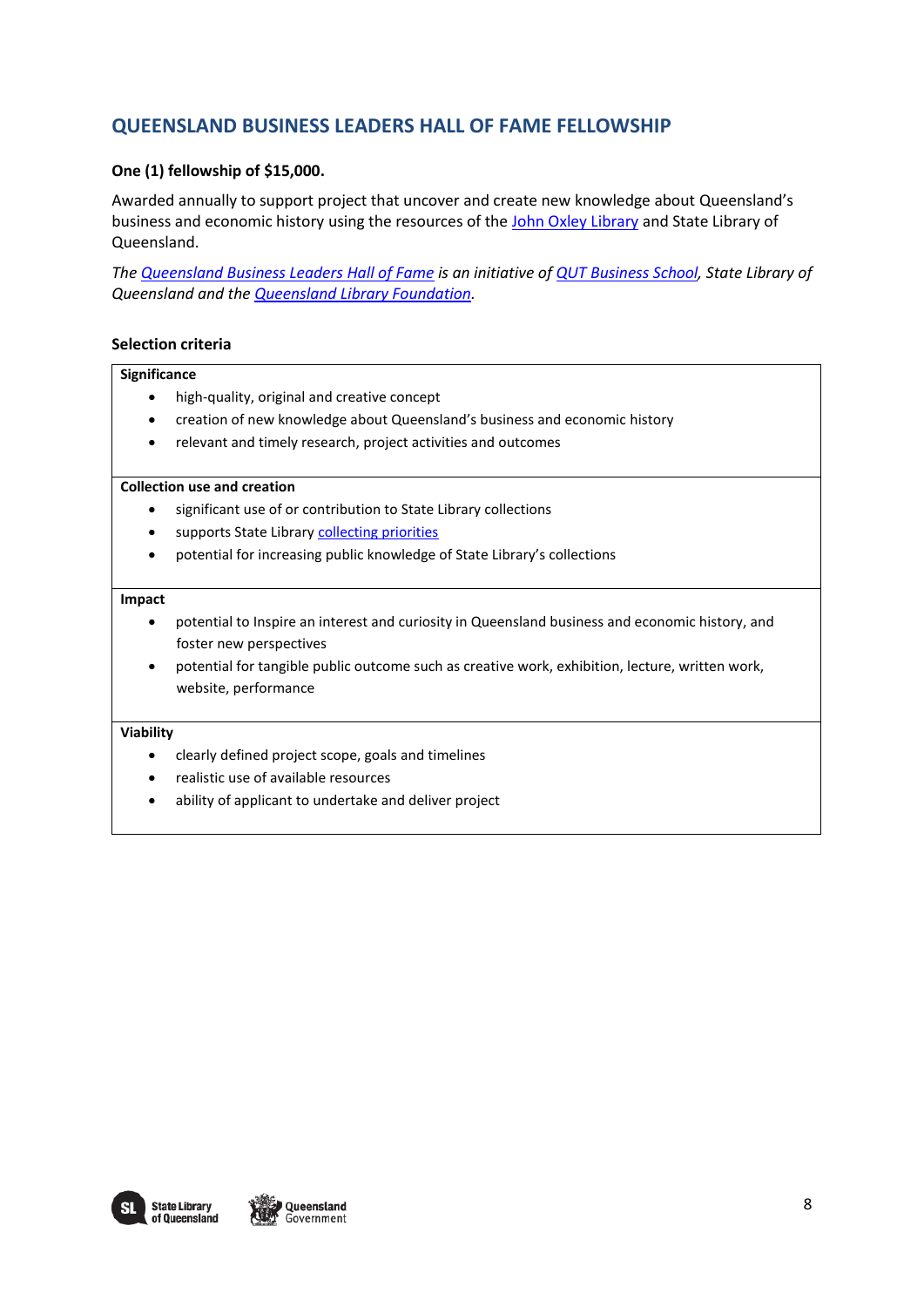## QUEENSLAND BUSINESS LEADERS HALL OF FAME FELLOWSHIP

**One (1) fellowship of $15,000.**

Awarded annually to support project that uncover and create new knowledge about Queensland's business and economic history using the resources of the John Oxley Library and State Library of Queensland.

*The Queensland Business Leaders Hall of Fame is an initiative of QUT Business School, State Library of Queensland and the Queensland Library Foundation.*

### Selection criteria

**Significance**

- high-quality, original and creative concept
- creation of new knowledge about Queensland's business and economic history
- relevant and timely research, project activities and outcomes

**Collection use and creation**

- significant use of or contribution to State Library collections
- supports State Library collecting priorities
- potential for increasing public knowledge of State Library's collections

**Impact**

- potential to Inspire an interest and curiosity in Queensland business and economic history, and foster new perspectives
- potential for tangible public outcome such as creative work, exhibition, lecture, written work, website, performance

**Viability**

- clearly defined project scope, goals and timelines
- realistic use of available resources
- ability of applicant to undertake and deliver project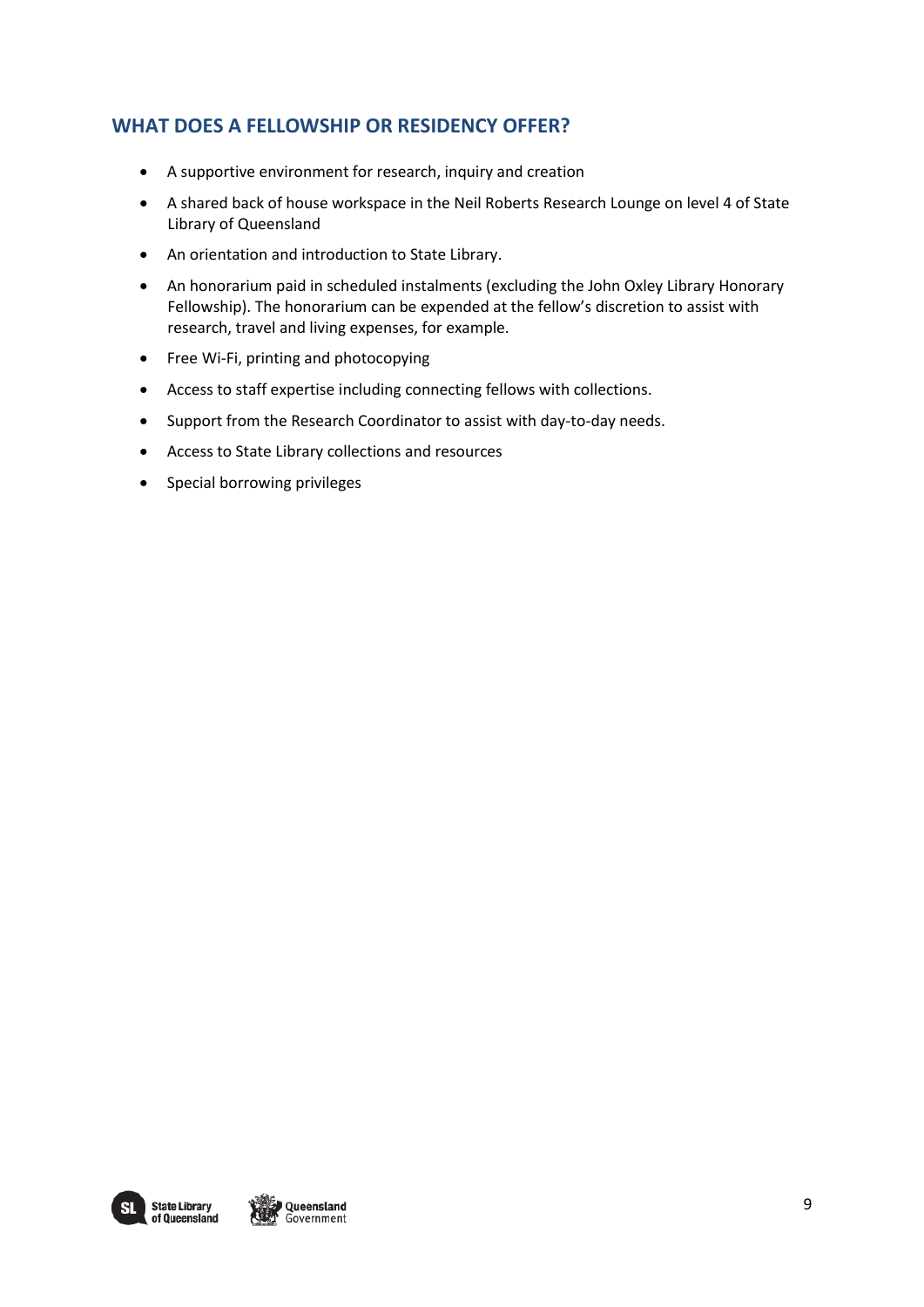## WHAT DOES A FELLOWSHIP OR RESIDENCY OFFER?

- A supportive environment for research, inquiry and creation
- A shared back of house workspace in the Neil Roberts Research Lounge on level 4 of State Library of Queensland
- An orientation and introduction to State Library.
- An honorarium paid in scheduled instalments (excluding the John Oxley Library Honorary Fellowship). The honorarium can be expended at the fellow's discretion to assist with research, travel and living expenses, for example.
- Free Wi-Fi, printing and photocopying
- Access to staff expertise including connecting fellows with collections.
- Support from the Research Coordinator to assist with day-to-day needs.
- Access to State Library collections and resources
- Special borrowing privileges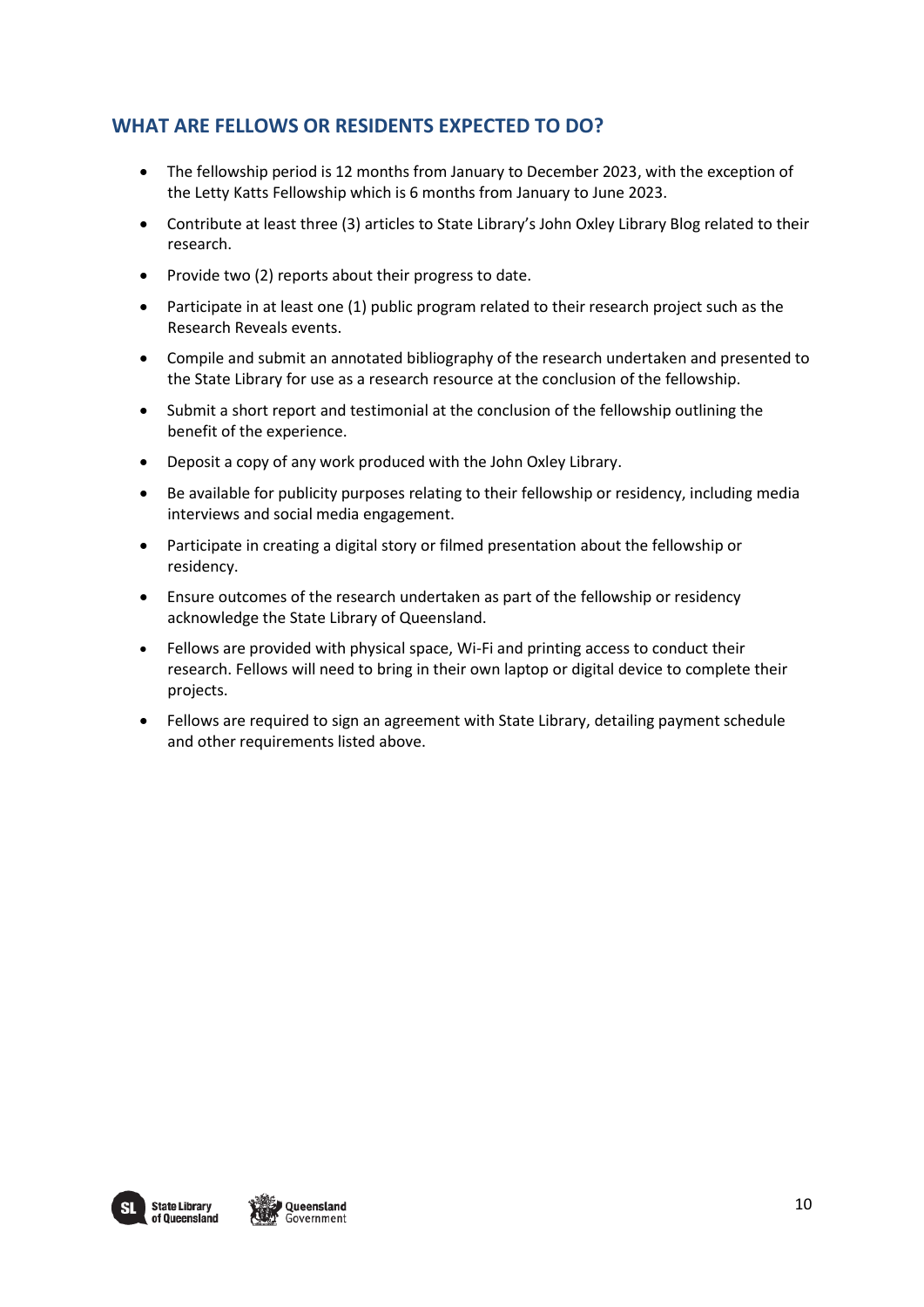## WHAT ARE FELLOWS OR RESIDENTS EXPECTED TO DO?

- The fellowship period is 12 months from January to December 2023, with the exception of the Letty Katts Fellowship which is 6 months from January to June 2023.
- Contribute at least three (3) articles to State Library's John Oxley Library Blog related to their research.
- Provide two (2) reports about their progress to date.
- Participate in at least one (1) public program related to their research project such as the Research Reveals events.
- Compile and submit an annotated bibliography of the research undertaken and presented to the State Library for use as a research resource at the conclusion of the fellowship.
- Submit a short report and testimonial at the conclusion of the fellowship outlining the benefit of the experience.
- Deposit a copy of any work produced with the John Oxley Library.
- Be available for publicity purposes relating to their fellowship or residency, including media interviews and social media engagement.
- Participate in creating a digital story or filmed presentation about the fellowship or residency.
- Ensure outcomes of the research undertaken as part of the fellowship or residency acknowledge the State Library of Queensland.
- Fellows are provided with physical space, Wi-Fi and printing access to conduct their research. Fellows will need to bring in their own laptop or digital device to complete their projects.
- Fellows are required to sign an agreement with State Library, detailing payment schedule and other requirements listed above.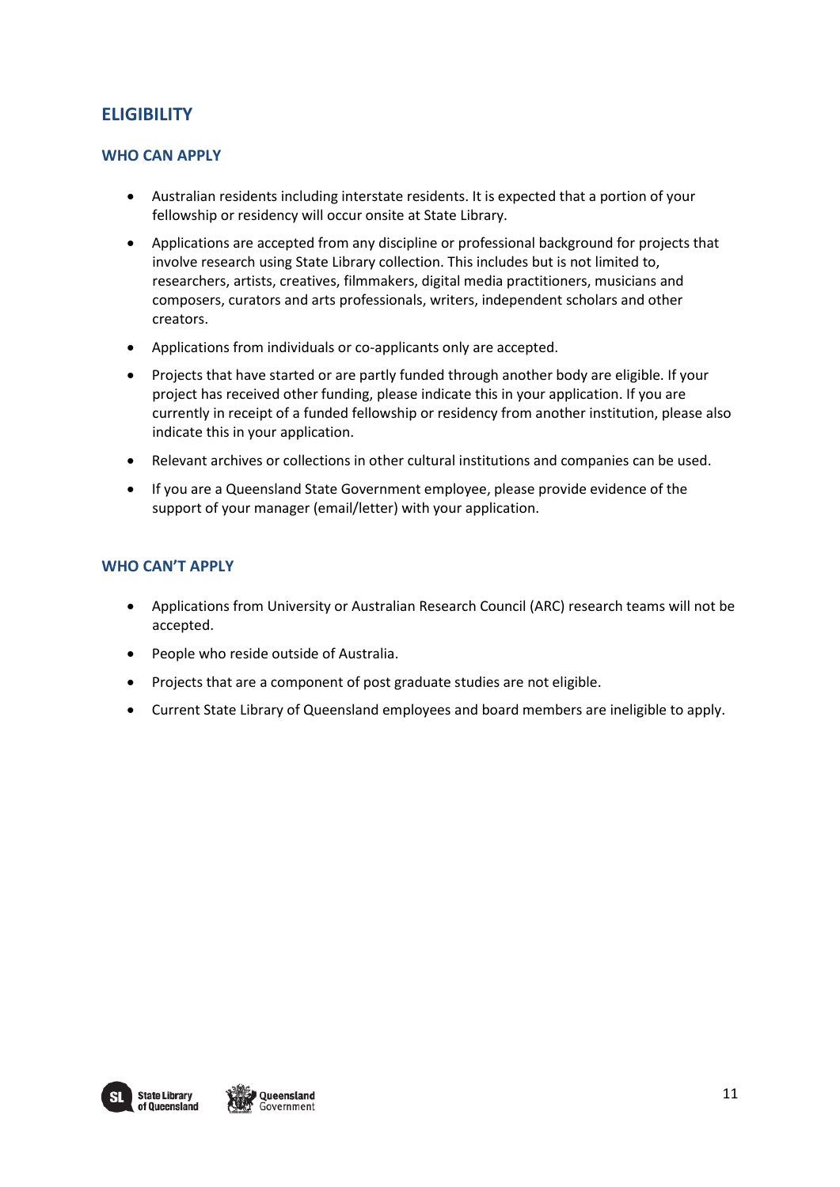## ELIGIBILITY

### WHO CAN APPLY

- Australian residents including interstate residents. It is expected that a portion of your fellowship or residency will occur onsite at State Library.
- Applications are accepted from any discipline or professional background for projects that involve research using State Library collection. This includes but is not limited to, researchers, artists, creatives, filmmakers, digital media practitioners, musicians and composers, curators and arts professionals, writers, independent scholars and other creators.
- Applications from individuals or co-applicants only are accepted.
- Projects that have started or are partly funded through another body are eligible. If your project has received other funding, please indicate this in your application. If you are currently in receipt of a funded fellowship or residency from another institution, please also indicate this in your application.
- Relevant archives or collections in other cultural institutions and companies can be used.
- If you are a Queensland State Government employee, please provide evidence of the support of your manager (email/letter) with your application.

### WHO CAN'T APPLY

- Applications from University or Australian Research Council (ARC) research teams will not be accepted.
- People who reside outside of Australia.
- Projects that are a component of post graduate studies are not eligible.
- Current State Library of Queensland employees and board members are ineligible to apply.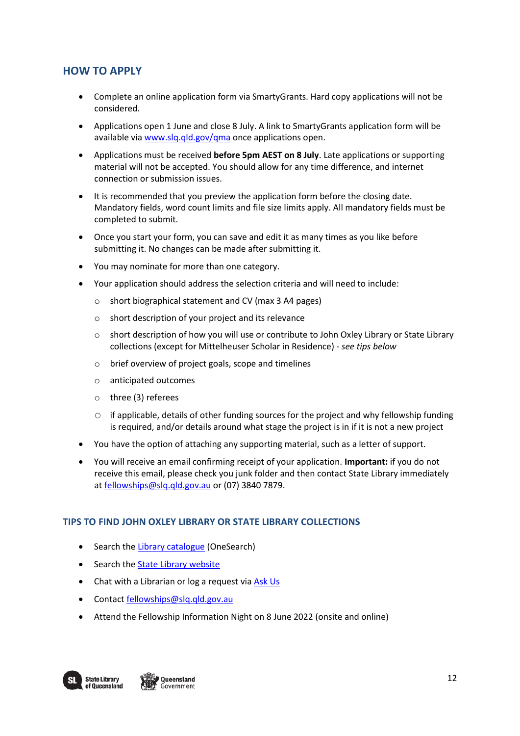## HOW TO APPLY

- Complete an online application form via SmartyGrants. Hard copy applications will not be considered.
- Applications open 1 June and close 8 July. A link to SmartyGrants application form will be available via www.slq.qld.gov/qma once applications open.
- Applications must be received **before 5pm AEST on 8 July**. Late applications or supporting material will not be accepted. You should allow for any time difference, and internet connection or submission issues.
- It is recommended that you preview the application form before the closing date. Mandatory fields, word count limits and file size limits apply. All mandatory fields must be completed to submit.
- Once you start your form, you can save and edit it as many times as you like before submitting it. No changes can be made after submitting it.
- You may nominate for more than one category.
- Your application should address the selection criteria and will need to include:
  - short biographical statement and CV (max 3 A4 pages)
  - short description of your project and its relevance
  - short description of how you will use or contribute to John Oxley Library or State Library collections (except for Mittelheuser Scholar in Residence) - *see tips below*
  - brief overview of project goals, scope and timelines
  - anticipated outcomes
  - three (3) referees
  - if applicable, details of other funding sources for the project and why fellowship funding is required, and/or details around what stage the project is in if it is not a new project
- You have the option of attaching any supporting material, such as a letter of support.
- You will receive an email confirming receipt of your application. **Important:** if you do not receive this email, please check you junk folder and then contact State Library immediately at fellowships@slq.qld.gov.au or (07) 3840 7879.

### TIPS TO FIND JOHN OXLEY LIBRARY OR STATE LIBRARY COLLECTIONS

- Search the Library catalogue (OneSearch)
- Search the State Library website
- Chat with a Librarian or log a request via Ask Us
- Contact fellowships@slq.qld.gov.au
- Attend the Fellowship Information Night on 8 June 2022 (onsite and online)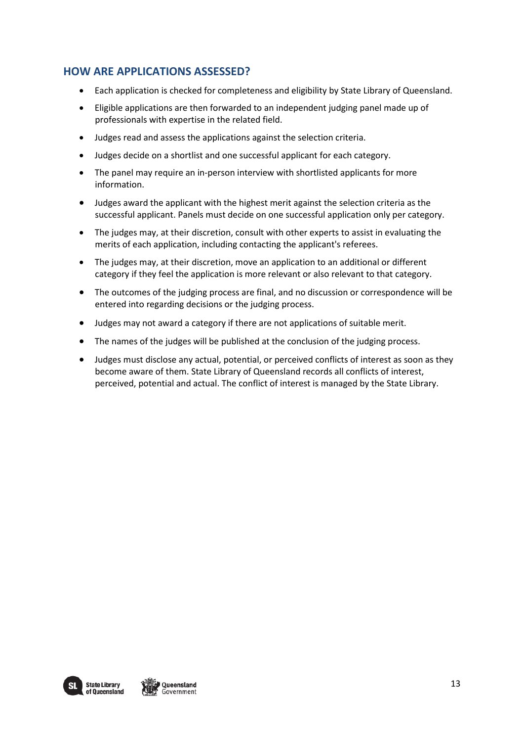## HOW ARE APPLICATIONS ASSESSED?

- Each application is checked for completeness and eligibility by State Library of Queensland.
- Eligible applications are then forwarded to an independent judging panel made up of professionals with expertise in the related field.
- Judges read and assess the applications against the selection criteria.
- Judges decide on a shortlist and one successful applicant for each category.
- The panel may require an in-person interview with shortlisted applicants for more information.
- Judges award the applicant with the highest merit against the selection criteria as the successful applicant. Panels must decide on one successful application only per category.
- The judges may, at their discretion, consult with other experts to assist in evaluating the merits of each application, including contacting the applicant's referees.
- The judges may, at their discretion, move an application to an additional or different category if they feel the application is more relevant or also relevant to that category.
- The outcomes of the judging process are final, and no discussion or correspondence will be entered into regarding decisions or the judging process.
- Judges may not award a category if there are not applications of suitable merit.
- The names of the judges will be published at the conclusion of the judging process.
- Judges must disclose any actual, potential, or perceived conflicts of interest as soon as they become aware of them. State Library of Queensland records all conflicts of interest, perceived, potential and actual. The conflict of interest is managed by the State Library.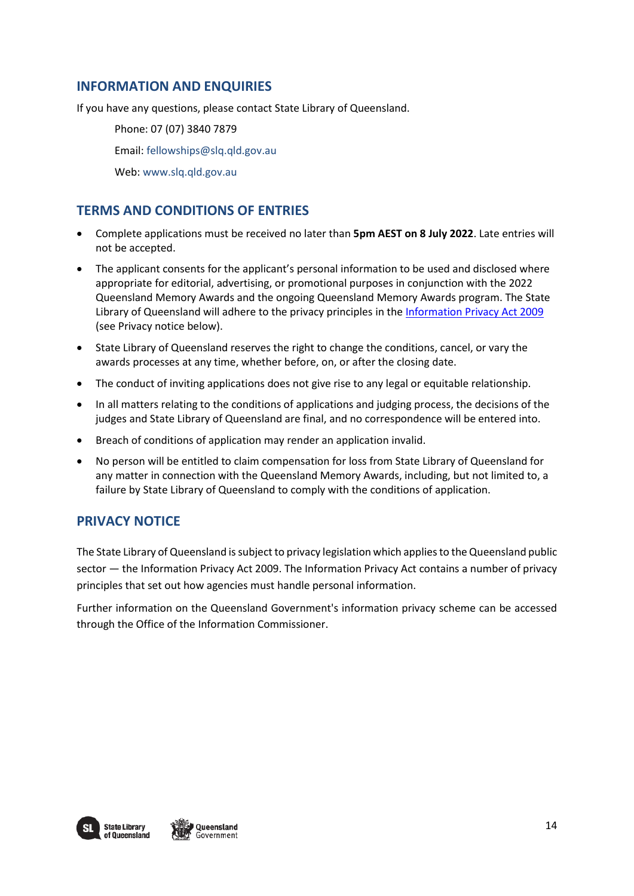## INFORMATION AND ENQUIRIES

If you have any questions, please contact State Library of Queensland.

Phone: 07 (07) 3840 7879

Email: fellowships@slq.qld.gov.au

Web: www.slq.qld.gov.au

## TERMS AND CONDITIONS OF ENTRIES

- Complete applications must be received no later than **5pm AEST on 8 July 2022**. Late entries will not be accepted.
- The applicant consents for the applicant's personal information to be used and disclosed where appropriate for editorial, advertising, or promotional purposes in conjunction with the 2022 Queensland Memory Awards and the ongoing Queensland Memory Awards program. The State Library of Queensland will adhere to the privacy principles in the Information Privacy Act 2009 (see Privacy notice below).
- State Library of Queensland reserves the right to change the conditions, cancel, or vary the awards processes at any time, whether before, on, or after the closing date.
- The conduct of inviting applications does not give rise to any legal or equitable relationship.
- In all matters relating to the conditions of applications and judging process, the decisions of the judges and State Library of Queensland are final, and no correspondence will be entered into.
- Breach of conditions of application may render an application invalid.
- No person will be entitled to claim compensation for loss from State Library of Queensland for any matter in connection with the Queensland Memory Awards, including, but not limited to, a failure by State Library of Queensland to comply with the conditions of application.

## PRIVACY NOTICE

The State Library of Queensland is subject to privacy legislation which applies to the Queensland public sector — the Information Privacy Act 2009. The Information Privacy Act contains a number of privacy principles that set out how agencies must handle personal information.

Further information on the Queensland Government's information privacy scheme can be accessed through the Office of the Information Commissioner.